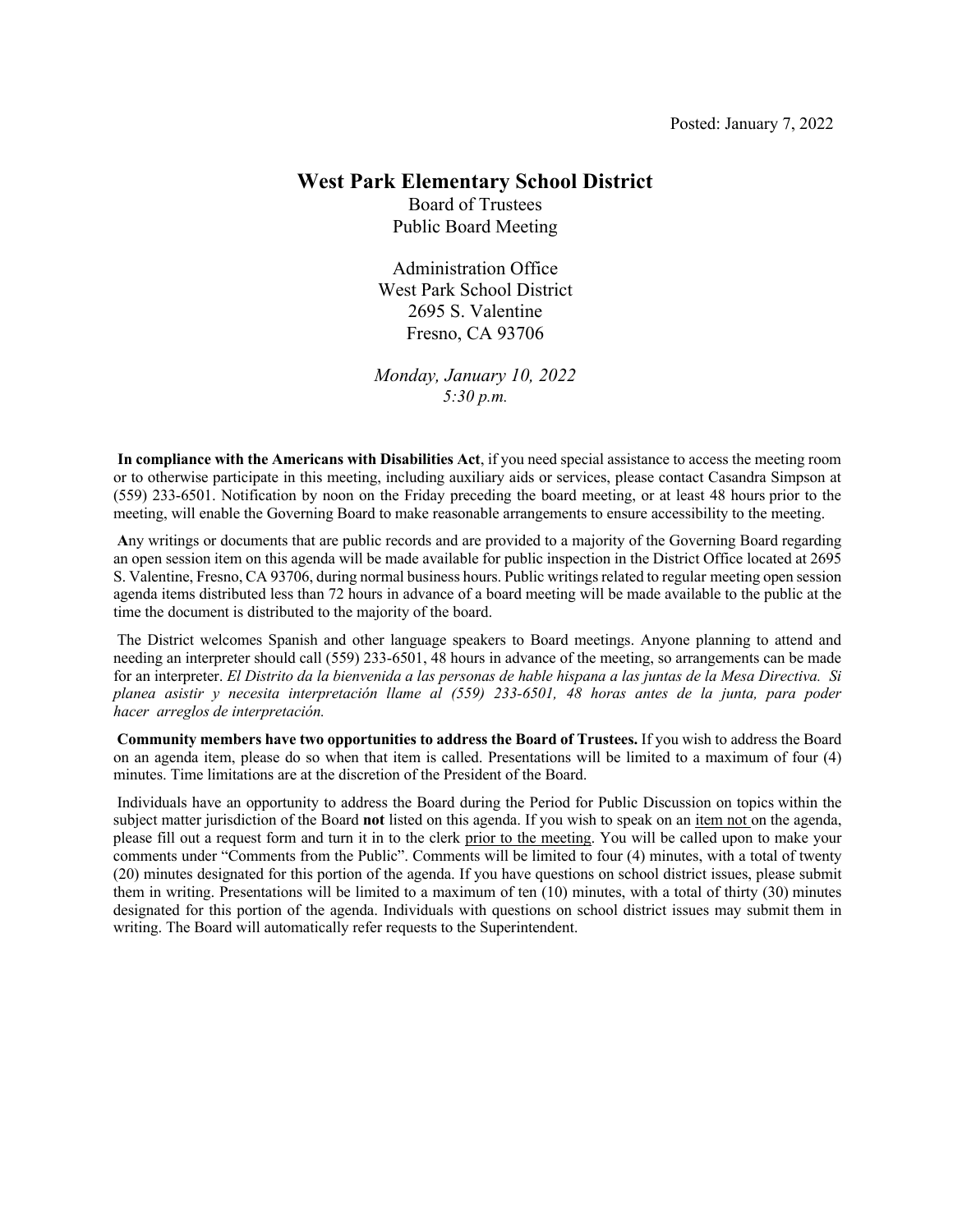Posted: January 7, 2022

# West Park Elementary School District

Board of Trustees
Public Board Meeting

Administration Office
West Park School District
2695 S. Valentine
Fresno, CA 93706

*Monday, January 10, 2022*
*5:30 p.m.*

**In compliance with the Americans with Disabilities Act**, if you need special assistance to access the meeting room or to otherwise participate in this meeting, including auxiliary aids or services, please contact Casandra Simpson at (559) 233-6501. Notification by noon on the Friday preceding the board meeting, or at least 48 hours prior to the meeting, will enable the Governing Board to make reasonable arrangements to ensure accessibility to the meeting.

**A**ny writings or documents that are public records and are provided to a majority of the Governing Board regarding an open session item on this agenda will be made available for public inspection in the District Office located at 2695 S. Valentine, Fresno, CA 93706, during normal business hours. Public writings related to regular meeting open session agenda items distributed less than 72 hours in advance of a board meeting will be made available to the public at the time the document is distributed to the majority of the board.

The District welcomes Spanish and other language speakers to Board meetings. Anyone planning to attend and needing an interpreter should call (559) 233-6501, 48 hours in advance of the meeting, so arrangements can be made for an interpreter. *El Distrito da la bienvenida a las personas de hable hispana a las juntas de la Mesa Directiva. Si planea asistir y necesita interpretación llame al (559) 233-6501, 48 horas antes de la junta, para poder hacer arreglos de interpretación.*

**Community members have two opportunities to address the Board of Trustees.** If you wish to address the Board on an agenda item, please do so when that item is called. Presentations will be limited to a maximum of four (4) minutes. Time limitations are at the discretion of the President of the Board.

Individuals have an opportunity to address the Board during the Period for Public Discussion on topics within the subject matter jurisdiction of the Board **not** listed on this agenda. If you wish to speak on an <u>item not</u> on the agenda, please fill out a request form and turn it in to the clerk <u>prior to the meeting</u>. You will be called upon to make your comments under "Comments from the Public". Comments will be limited to four (4) minutes, with a total of twenty (20) minutes designated for this portion of the agenda. If you have questions on school district issues, please submit them in writing. Presentations will be limited to a maximum of ten (10) minutes, with a total of thirty (30) minutes designated for this portion of the agenda. Individuals with questions on school district issues may submit them in writing. The Board will automatically refer requests to the Superintendent.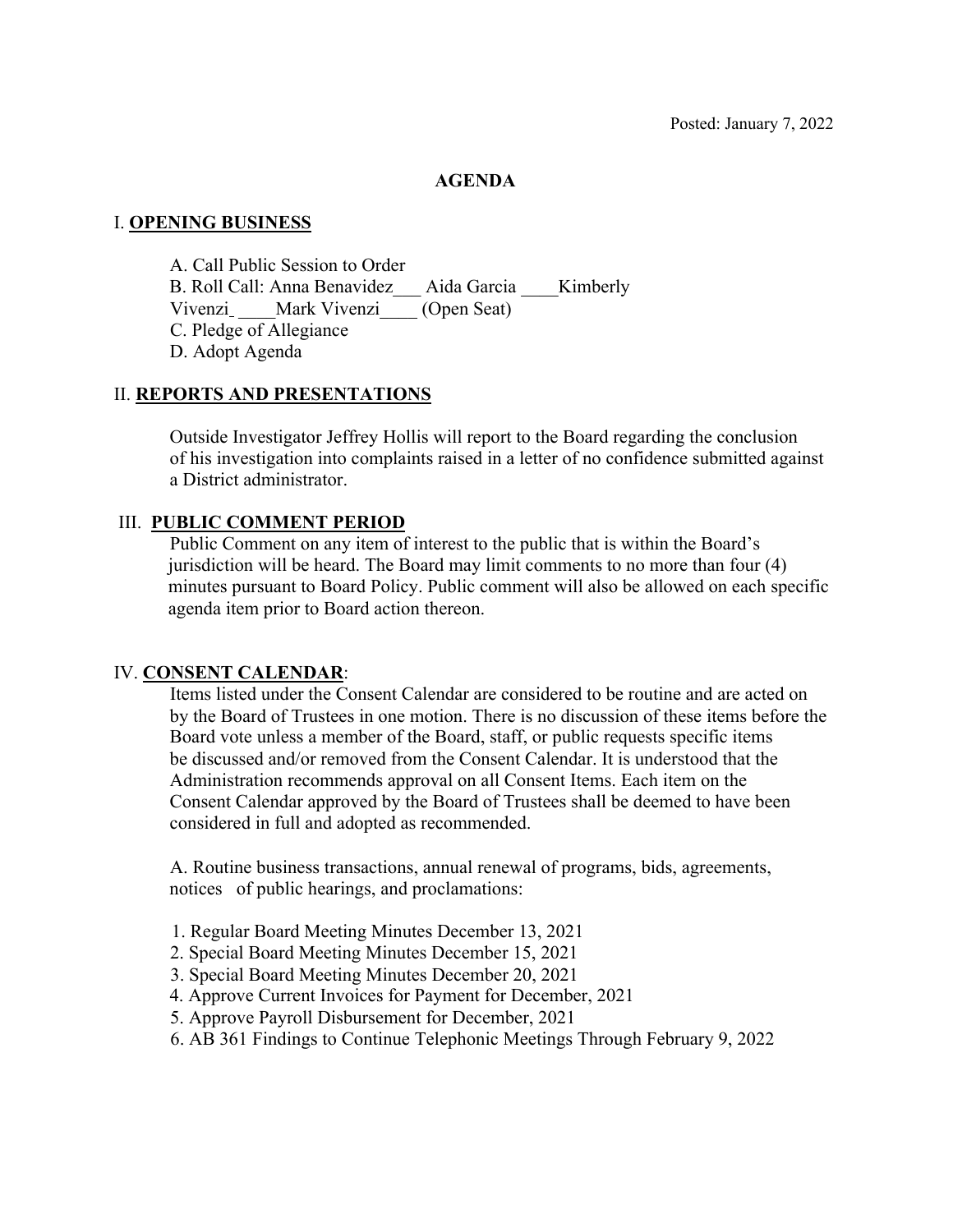Posted: January 7, 2022

# AGENDA

## I. OPENING BUSINESS

A. Call Public Session to Order
B. Roll Call: Anna Benavidez___ Aida Garcia ____Kimberly Vivenzi ____Mark Vivenzi____ (Open Seat)
C. Pledge of Allegiance
D. Adopt Agenda

## II. REPORTS AND PRESENTATIONS

Outside Investigator Jeffrey Hollis will report to the Board regarding the conclusion of his investigation into complaints raised in a letter of no confidence submitted against a District administrator.

## III. PUBLIC COMMENT PERIOD

Public Comment on any item of interest to the public that is within the Board's jurisdiction will be heard. The Board may limit comments to no more than four (4) minutes pursuant to Board Policy. Public comment will also be allowed on each specific agenda item prior to Board action thereon.

## IV. CONSENT CALENDAR:

Items listed under the Consent Calendar are considered to be routine and are acted on by the Board of Trustees in one motion. There is no discussion of these items before the Board vote unless a member of the Board, staff, or public requests specific items be discussed and/or removed from the Consent Calendar. It is understood that the Administration recommends approval on all Consent Items. Each item on the Consent Calendar approved by the Board of Trustees shall be deemed to have been considered in full and adopted as recommended.

A. Routine business transactions, annual renewal of programs, bids, agreements, notices of public hearings, and proclamations:

1. Regular Board Meeting Minutes December 13, 2021
2. Special Board Meeting Minutes December 15, 2021
3. Special Board Meeting Minutes December 20, 2021
4. Approve Current Invoices for Payment for December, 2021
5. Approve Payroll Disbursement for December, 2021
6. AB 361 Findings to Continue Telephonic Meetings Through February 9, 2022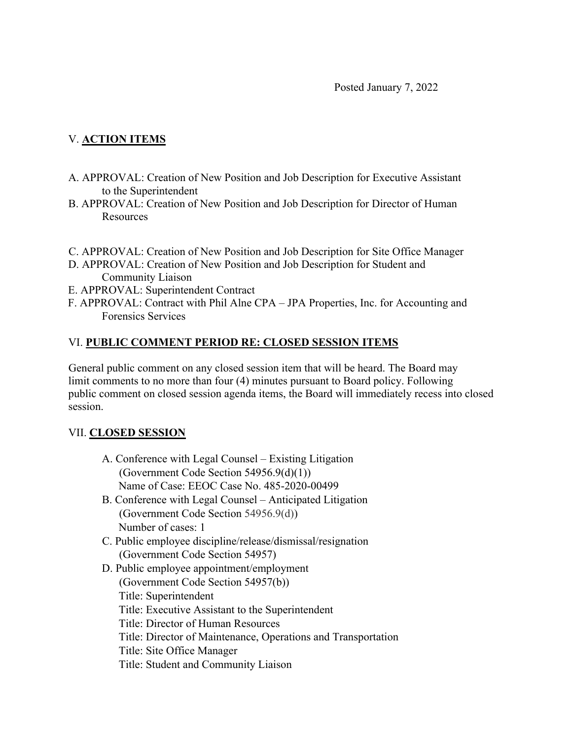Posted January 7, 2022

## V. **ACTION ITEMS**

A. APPROVAL: Creation of New Position and Job Description for Executive Assistant to the Superintendent

B. APPROVAL: Creation of New Position and Job Description for Director of Human Resources

C. APPROVAL: Creation of New Position and Job Description for Site Office Manager

D. APPROVAL: Creation of New Position and Job Description for Student and Community Liaison

E. APPROVAL: Superintendent Contract

F. APPROVAL: Contract with Phil Alne CPA – JPA Properties, Inc. for Accounting and Forensics Services

## VI. **PUBLIC COMMENT PERIOD RE: CLOSED SESSION ITEMS**

General public comment on any closed session item that will be heard. The Board may limit comments to no more than four (4) minutes pursuant to Board policy. Following public comment on closed session agenda items, the Board will immediately recess into closed session.

## VII. **CLOSED SESSION**

A. Conference with Legal Counsel – Existing Litigation
   (Government Code Section 54956.9(d)(1))
   Name of Case: EEOC Case No. 485-2020-00499

B. Conference with Legal Counsel – Anticipated Litigation
   (Government Code Section 54956.9(d))
   Number of cases: 1

C. Public employee discipline/release/dismissal/resignation
   (Government Code Section 54957)

D. Public employee appointment/employment
   (Government Code Section 54957(b))
   Title: Superintendent
   Title: Executive Assistant to the Superintendent
   Title: Director of Human Resources
   Title: Director of Maintenance, Operations and Transportation
   Title: Site Office Manager
   Title: Student and Community Liaison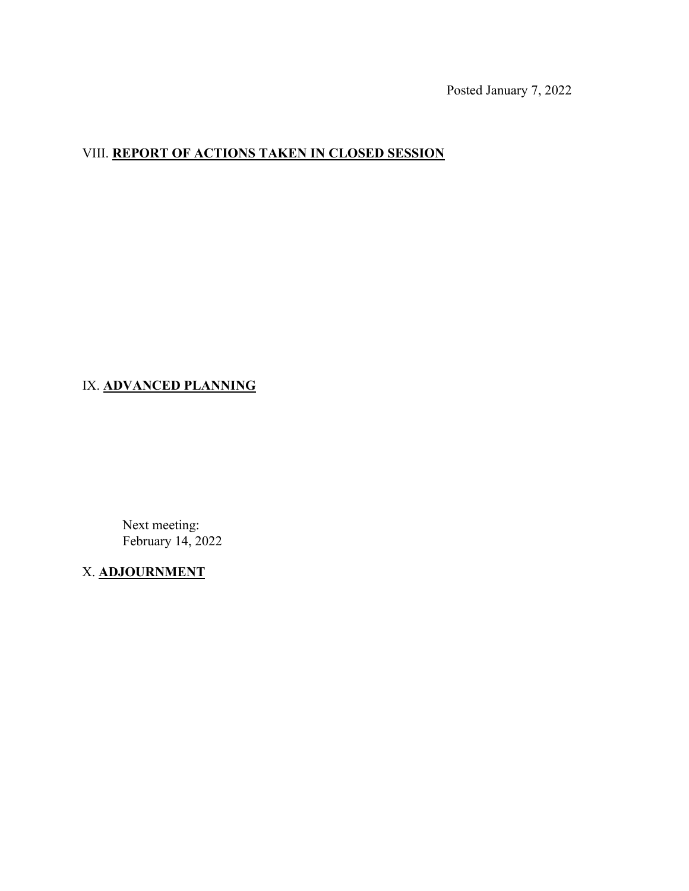Posted January 7, 2022

## VIII. **REPORT OF ACTIONS TAKEN IN CLOSED SESSION**

## IX. **ADVANCED PLANNING**

Next meeting:
February 14, 2022

## X. **ADJOURNMENT**